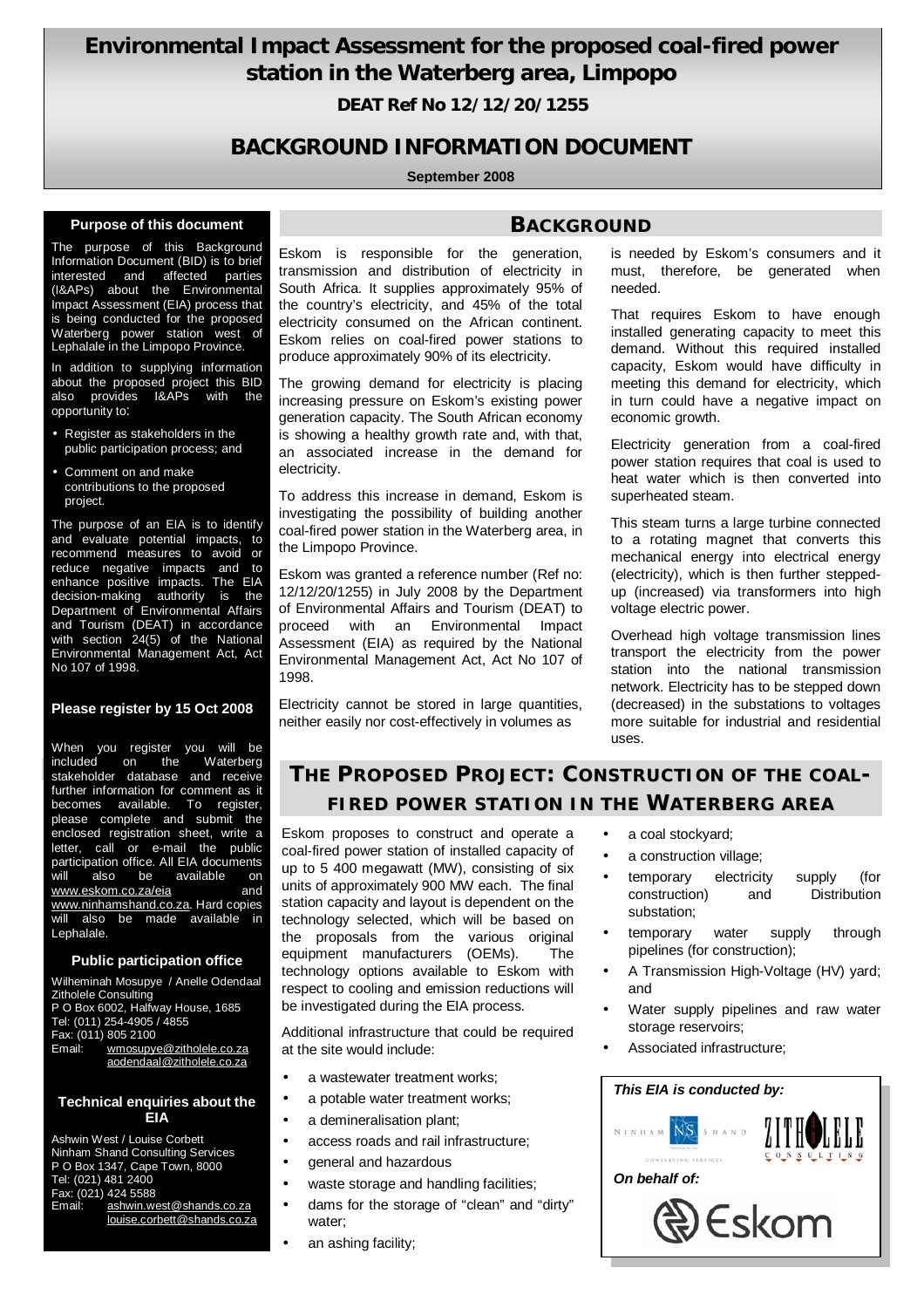# Environmental Impact Assessment for the proposed coal-fired power station in the Waterberg area, Limpopo

**DEAT Ref No 12/12/20/1255**

## BACKGROUND INFORMATION DOCUMENT

**September 2008**

### Purpose of this document

The purpose of this Background Information Document (BID) is to brief interested and affected parties (I&APs) about the Environmental Impact Assessment (EIA) process that is being conducted for the proposed Waterberg power station west of Lephalale in the Limpopo Province.

In addition to supplying information about the proposed project this BID also provides I&APs with the opportunity to:

- Register as stakeholders in the public participation process; and
- Comment on and make contributions to the proposed project.

The purpose of an EIA is to identify and evaluate potential impacts, to recommend measures to avoid or reduce negative impacts and to enhance positive impacts. The EIA decision-making authority is the Department of Environmental Affairs and Tourism (DEAT) in accordance with section 24(5) of the National Environmental Management Act, Act No 107 of 1998.

### Please register by 15 Oct 2008

When you register you will be included on the Waterberg stakeholder database and receive further information for comment as it becomes available. To register, please complete and submit the enclosed registration sheet, write a letter, call or e-mail the public participation office. All EIA documents will also be available on www.eskom.co.za/eia and www.ninhamshand.co.za. Hard copies will also be made available in Lephalale.

### Public participation office

Wilheminah Mosupye / Anelle Odendaal
Zitholele Consulting
P O Box 6002, Halfway House, 1685
Tel: (011) 254-4905 / 4855
Fax: (011) 805 2100
Email: wmosupye@zitholele.co.za
aodendaal@zitholele.co.za

### Technical enquiries about the EIA

Ashwin West / Louise Corbett
Ninham Shand Consulting Services
P O Box 1347, Cape Town, 8000
Tel: (021) 481 2400
Fax: (021) 424 5588
Email: ashwin.west@shands.co.za
louise.corbett@shands.co.za

## BACKGROUND

Eskom is responsible for the generation, transmission and distribution of electricity in South Africa. It supplies approximately 95% of the country's electricity, and 45% of the total electricity consumed on the African continent. Eskom relies on coal-fired power stations to produce approximately 90% of its electricity.

The growing demand for electricity is placing increasing pressure on Eskom's existing power generation capacity. The South African economy is showing a healthy growth rate and, with that, an associated increase in the demand for electricity.

To address this increase in demand, Eskom is investigating the possibility of building another coal-fired power station in the Waterberg area, in the Limpopo Province.

Eskom was granted a reference number (Ref no: 12/12/20/1255) in July 2008 by the Department of Environmental Affairs and Tourism (DEAT) to proceed with an Environmental Impact Assessment (EIA) as required by the National Environmental Management Act, Act No 107 of 1998.

Electricity cannot be stored in large quantities, neither easily nor cost-effectively in volumes as is needed by Eskom's consumers and it must, therefore, be generated when needed.

That requires Eskom to have enough installed generating capacity to meet this demand. Without this required installed capacity, Eskom would have difficulty in meeting this demand for electricity, which in turn could have a negative impact on economic growth.

Electricity generation from a coal-fired power station requires that coal is used to heat water which is then converted into superheated steam.

This steam turns a large turbine connected to a rotating magnet that converts this mechanical energy into electrical energy (electricity), which is then further stepped-up (increased) via transformers into high voltage electric power.

Overhead high voltage transmission lines transport the electricity from the power station into the national transmission network. Electricity has to be stepped down (decreased) in the substations to voltages more suitable for industrial and residential uses.

## THE PROPOSED PROJECT: CONSTRUCTION OF THE COAL-FIRED POWER STATION IN THE WATERBERG AREA

Eskom proposes to construct and operate a coal-fired power station of installed capacity of up to 5 400 megawatt (MW), consisting of six units of approximately 900 MW each. The final station capacity and layout is dependent on the technology selected, which will be based on the proposals from the various original equipment manufacturers (OEMs). The technology options available to Eskom with respect to cooling and emission reductions will be investigated during the EIA process.

Additional infrastructure that could be required at the site would include:

- a wastewater treatment works;
- a potable water treatment works;
- a demineralisation plant;
- access roads and rail infrastructure;
- general and hazardous
- waste storage and handling facilities;
- dams for the storage of "clean" and "dirty" water;
- an ashing facility;
- a coal stockyard;
- a construction village;
- temporary electricity supply (for construction) and Distribution substation;
- temporary water supply through pipelines (for construction);
- A Transmission High-Voltage (HV) yard; and
- Water supply pipelines and raw water storage reservoirs;
- Associated infrastructure;

*This EIA is conducted by:*

Ninham Shand Consulting Services / Zitholele Consulting

*On behalf of:*

Eskom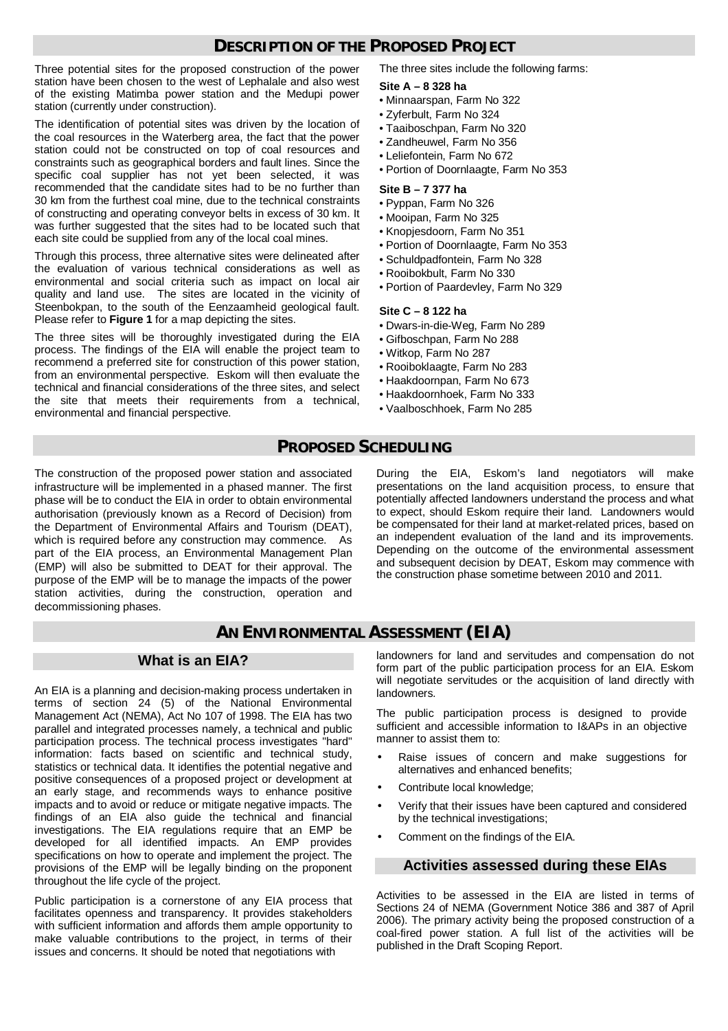## Description of the Proposed Project

Three potential sites for the proposed construction of the power station have been chosen to the west of Lephalale and also west of the existing Matimba power station and the Medupi power station (currently under construction).

The identification of potential sites was driven by the location of the coal resources in the Waterberg area, the fact that the power station could not be constructed on top of coal resources and constraints such as geographical borders and fault lines. Since the specific coal supplier has not yet been selected, it was recommended that the candidate sites had to be no further than 30 km from the furthest coal mine, due to the technical constraints of constructing and operating conveyor belts in excess of 30 km. It was further suggested that the sites had to be located such that each site could be supplied from any of the local coal mines.

Through this process, three alternative sites were delineated after the evaluation of various technical considerations as well as environmental and social criteria such as impact on local air quality and land use. The sites are located in the vicinity of Steenbokpan, to the south of the Eenzaamheid geological fault. Please refer to **Figure 1** for a map depicting the sites.

The three sites will be thoroughly investigated during the EIA process. The findings of the EIA will enable the project team to recommend a preferred site for construction of this power station, from an environmental perspective. Eskom will then evaluate the technical and financial considerations of the three sites, and select the site that meets their requirements from a technical, environmental and financial perspective.

The three sites include the following farms:

**Site A – 8 328 ha**

- Minnaarspan, Farm No 322
- Zyferbult, Farm No 324
- Taaiboschpan, Farm No 320
- Zandheuwel, Farm No 356
- Leliefontein, Farm No 672
- Portion of Doornlaagte, Farm No 353

**Site B – 7 377 ha**

- Pyppan, Farm No 326
- Mooipan, Farm No 325
- Knopjesdoorn, Farm No 351
- Portion of Doornlaagte, Farm No 353
- Schuldpadfontein, Farm No 328
- Rooibokbult, Farm No 330
- Portion of Paardevley, Farm No 329

**Site C – 8 122 ha**

- Dwars-in-die-Weg, Farm No 289
- Gifboschpan, Farm No 288
- Witkop, Farm No 287
- Rooiboklaagte, Farm No 283
- Haakdoornpan, Farm No 673
- Haakdoornhoek, Farm No 333
- Vaalboschhoek, Farm No 285

## Proposed Scheduling

The construction of the proposed power station and associated infrastructure will be implemented in a phased manner. The first phase will be to conduct the EIA in order to obtain environmental authorisation (previously known as a Record of Decision) from the Department of Environmental Affairs and Tourism (DEAT), which is required before any construction may commence. As part of the EIA process, an Environmental Management Plan (EMP) will also be submitted to DEAT for their approval. The purpose of the EMP will be to manage the impacts of the power station activities, during the construction, operation and decommissioning phases.

During the EIA, Eskom's land negotiators will make presentations on the land acquisition process, to ensure that potentially affected landowners understand the process and what to expect, should Eskom require their land. Landowners would be compensated for their land at market-related prices, based on an independent evaluation of the land and its improvements. Depending on the outcome of the environmental assessment and subsequent decision by DEAT, Eskom may commence with the construction phase sometime between 2010 and 2011.

## An Environmental Assessment (EIA)

### What is an EIA?

An EIA is a planning and decision-making process undertaken in terms of section 24 (5) of the National Environmental Management Act (NEMA), Act No 107 of 1998. The EIA has two parallel and integrated processes namely, a technical and public participation process. The technical process investigates "hard" information: facts based on scientific and technical study, statistics or technical data. It identifies the potential negative and positive consequences of a proposed project or development at an early stage, and recommends ways to enhance positive impacts and to avoid or reduce or mitigate negative impacts. The findings of an EIA also guide the technical and financial investigations. The EIA regulations require that an EMP be developed for all identified impacts. An EMP provides specifications on how to operate and implement the project. The provisions of the EMP will be legally binding on the proponent throughout the life cycle of the project.

Public participation is a cornerstone of any EIA process that facilitates openness and transparency. It provides stakeholders with sufficient information and affords them ample opportunity to make valuable contributions to the project, in terms of their issues and concerns. It should be noted that negotiations with landowners for land and servitudes and compensation do not form part of the public participation process for an EIA. Eskom will negotiate servitudes or the acquisition of land directly with landowners.

The public participation process is designed to provide sufficient and accessible information to I&APs in an objective manner to assist them to:

- Raise issues of concern and make suggestions for alternatives and enhanced benefits;
- Contribute local knowledge;
- Verify that their issues have been captured and considered by the technical investigations;
- Comment on the findings of the EIA.

### Activities assessed during these EIAs

Activities to be assessed in the EIA are listed in terms of Sections 24 of NEMA (Government Notice 386 and 387 of April 2006). The primary activity being the proposed construction of a coal-fired power station. A full list of the activities will be published in the Draft Scoping Report.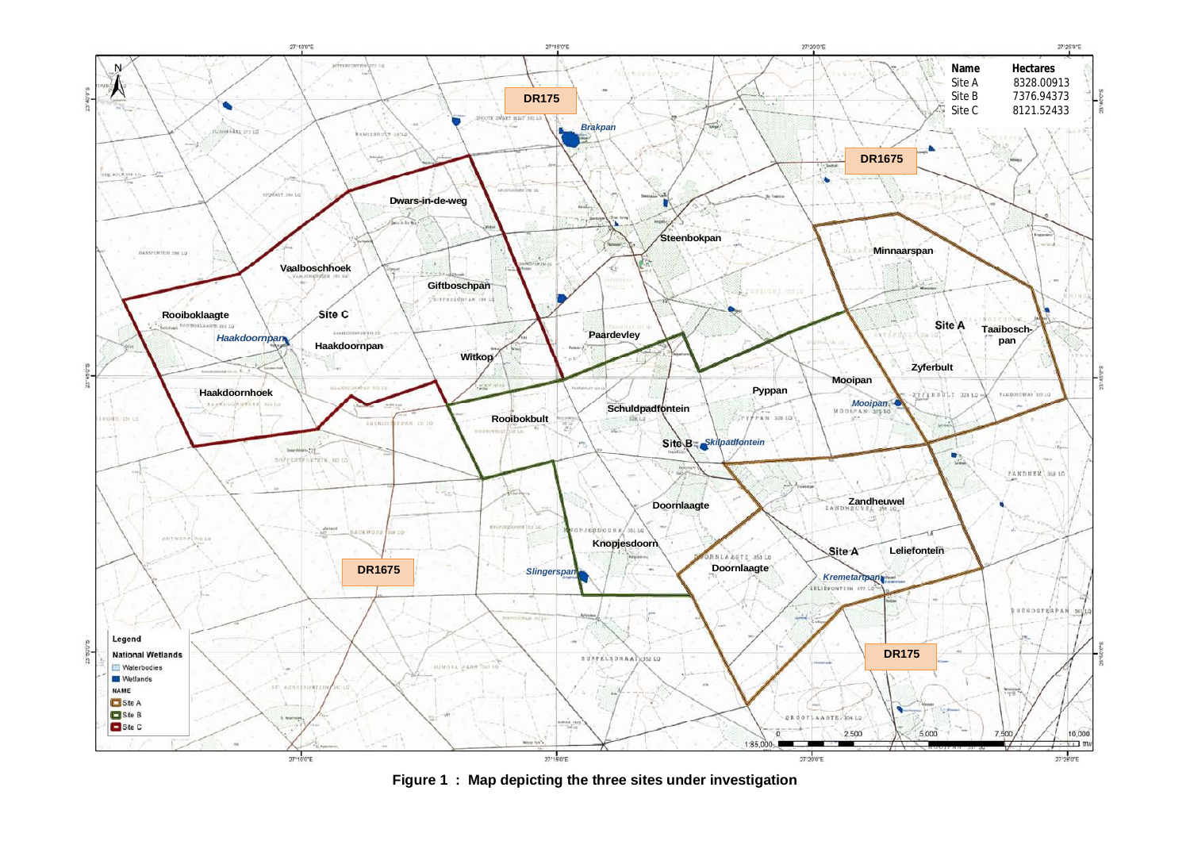| Name | Hectares |
| --- | --- |
| Site A | 8328.00913 |
| Site B | 7376.94373 |
| Site C | 8121.52433 |

**Figure 1 : Map depicting the three sites under investigation**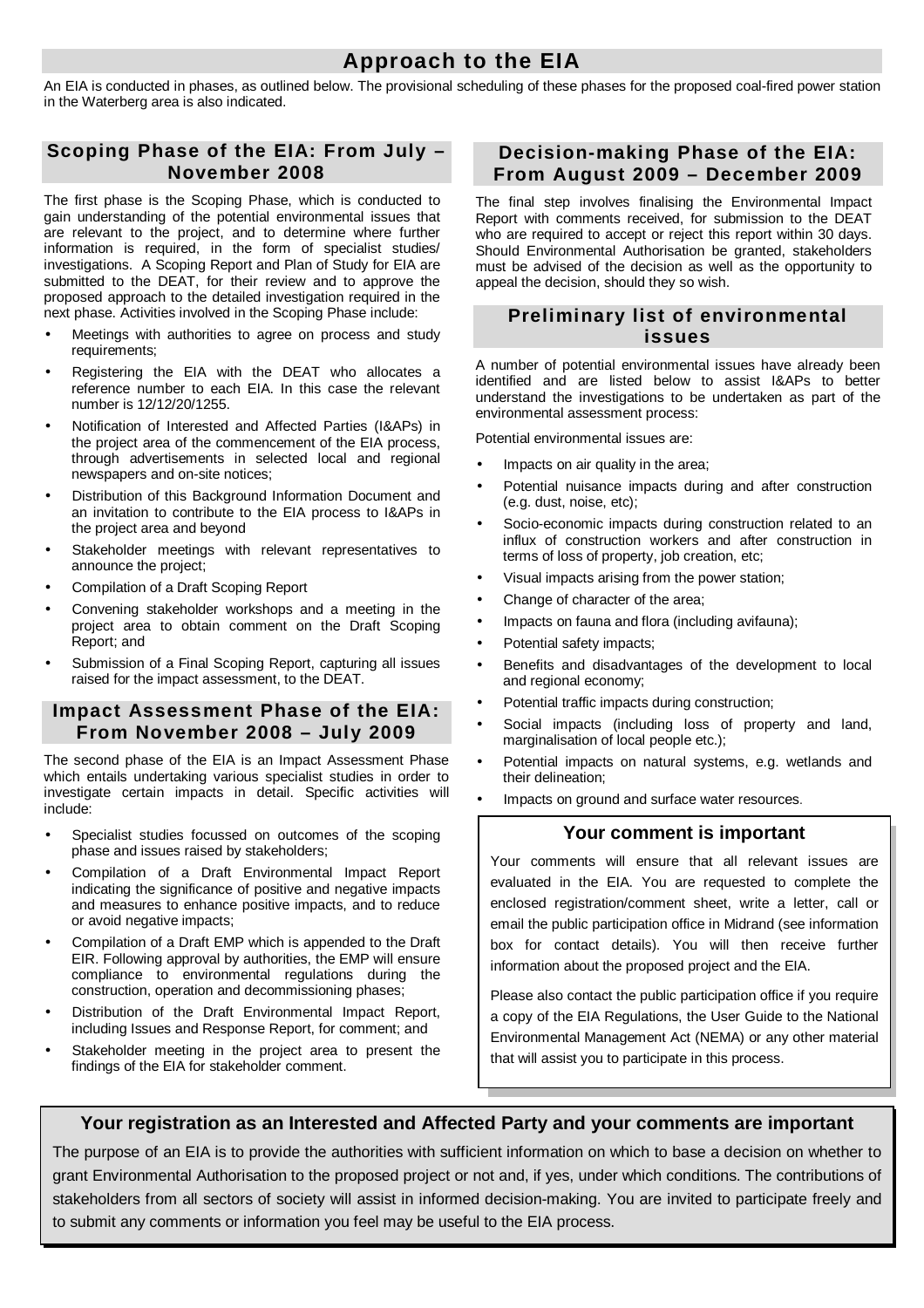# Approach to the EIA

An EIA is conducted in phases, as outlined below. The provisional scheduling of these phases for the proposed coal-fired power station in the Waterberg area is also indicated.

## Scoping Phase of the EIA: From July – November 2008

The first phase is the Scoping Phase, which is conducted to gain understanding of the potential environmental issues that are relevant to the project, and to determine where further information is required, in the form of specialist studies/ investigations. A Scoping Report and Plan of Study for EIA are submitted to the DEAT, for their review and to approve the proposed approach to the detailed investigation required in the next phase. Activities involved in the Scoping Phase include:

- Meetings with authorities to agree on process and study requirements;
- Registering the EIA with the DEAT who allocates a reference number to each EIA. In this case the relevant number is 12/12/20/1255.
- Notification of Interested and Affected Parties (I&APs) in the project area of the commencement of the EIA process, through advertisements in selected local and regional newspapers and on-site notices;
- Distribution of this Background Information Document and an invitation to contribute to the EIA process to I&APs in the project area and beyond
- Stakeholder meetings with relevant representatives to announce the project;
- Compilation of a Draft Scoping Report
- Convening stakeholder workshops and a meeting in the project area to obtain comment on the Draft Scoping Report; and
- Submission of a Final Scoping Report, capturing all issues raised for the impact assessment, to the DEAT.

## Impact Assessment Phase of the EIA: From November 2008 – July 2009

The second phase of the EIA is an Impact Assessment Phase which entails undertaking various specialist studies in order to investigate certain impacts in detail. Specific activities will include:

- Specialist studies focussed on outcomes of the scoping phase and issues raised by stakeholders;
- Compilation of a Draft Environmental Impact Report indicating the significance of positive and negative impacts and measures to enhance positive impacts, and to reduce or avoid negative impacts;
- Compilation of a Draft EMP which is appended to the Draft EIR. Following approval by authorities, the EMP will ensure compliance to environmental regulations during the construction, operation and decommissioning phases;
- Distribution of the Draft Environmental Impact Report, including Issues and Response Report, for comment; and
- Stakeholder meeting in the project area to present the findings of the EIA for stakeholder comment.

## Decision-making Phase of the EIA: From August 2009 – December 2009

The final step involves finalising the Environmental Impact Report with comments received, for submission to the DEAT who are required to accept or reject this report within 30 days. Should Environmental Authorisation be granted, stakeholders must be advised of the decision as well as the opportunity to appeal the decision, should they so wish.

## Preliminary list of environmental issues

A number of potential environmental issues have already been identified and are listed below to assist I&APs to better understand the investigations to be undertaken as part of the environmental assessment process:

Potential environmental issues are:

- Impacts on air quality in the area;
- Potential nuisance impacts during and after construction (e.g. dust, noise, etc);
- Socio-economic impacts during construction related to an influx of construction workers and after construction in terms of loss of property, job creation, etc;
- Visual impacts arising from the power station;
- Change of character of the area;
- Impacts on fauna and flora (including avifauna);
- Potential safety impacts;
- Benefits and disadvantages of the development to local and regional economy;
- Potential traffic impacts during construction;
- Social impacts (including loss of property and land, marginalisation of local people etc.);
- Potential impacts on natural systems, e.g. wetlands and their delineation;
- Impacts on ground and surface water resources.

### Your comment is important

Your comments will ensure that all relevant issues are evaluated in the EIA. You are requested to complete the enclosed registration/comment sheet, write a letter, call or email the public participation office in Midrand (see information box for contact details). You will then receive further information about the proposed project and the EIA.

Please also contact the public participation office if you require a copy of the EIA Regulations, the User Guide to the National Environmental Management Act (NEMA) or any other material that will assist you to participate in this process.

### Your registration as an Interested and Affected Party and your comments are important

The purpose of an EIA is to provide the authorities with sufficient information on which to base a decision on whether to grant Environmental Authorisation to the proposed project or not and, if yes, under which conditions. The contributions of stakeholders from all sectors of society will assist in informed decision-making. You are invited to participate freely and to submit any comments or information you feel may be useful to the EIA process.